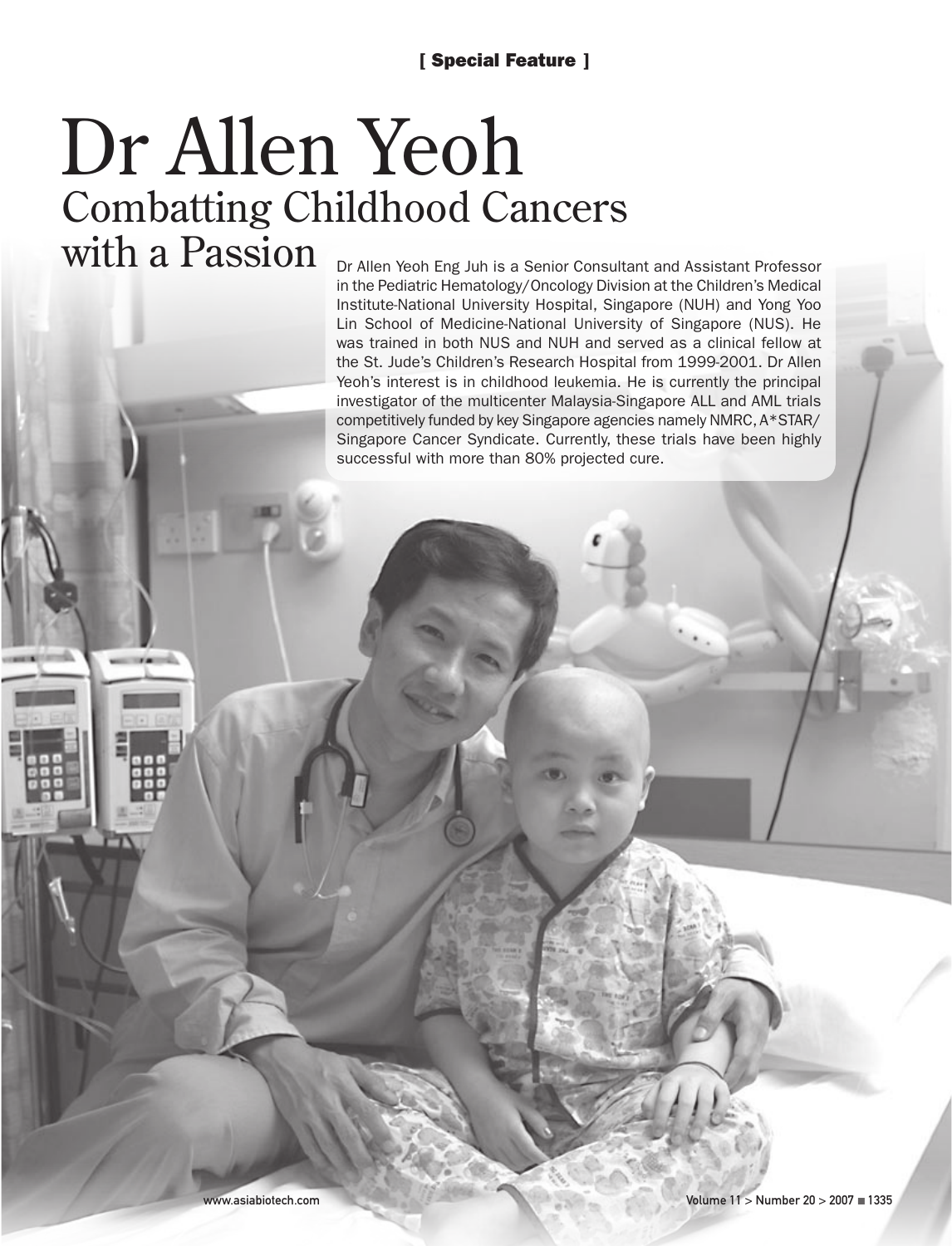[ Special Feature ]

# Dr Allen Yeoh

## Combatting Childhood Cancers with a Passion

Dr Allen Yeoh Eng Juh is a Senior Consultant and Assistant Professor in the Pediatric Hematology/Oncology Division at the Children's Medical Institute-National University Hospital, Singapore (NUH) and Yong Yoo Lin School of Medicine-National University of Singapore (NUS). He was trained in both NUS and NUH and served as a clinical fellow at the St. Jude's Children's Research Hospital from 1999-2001. Dr Allen Yeoh's interest is in childhood leukemia. He is currently the principal investigator of the multicenter Malaysia-Singapore ALL and AML trials competitively funded by key Singapore agencies namely NMRC, A*STAR/ Singapore Cancer Syndicate. Currently, these trials have been highly successful with more than 80% projected cure.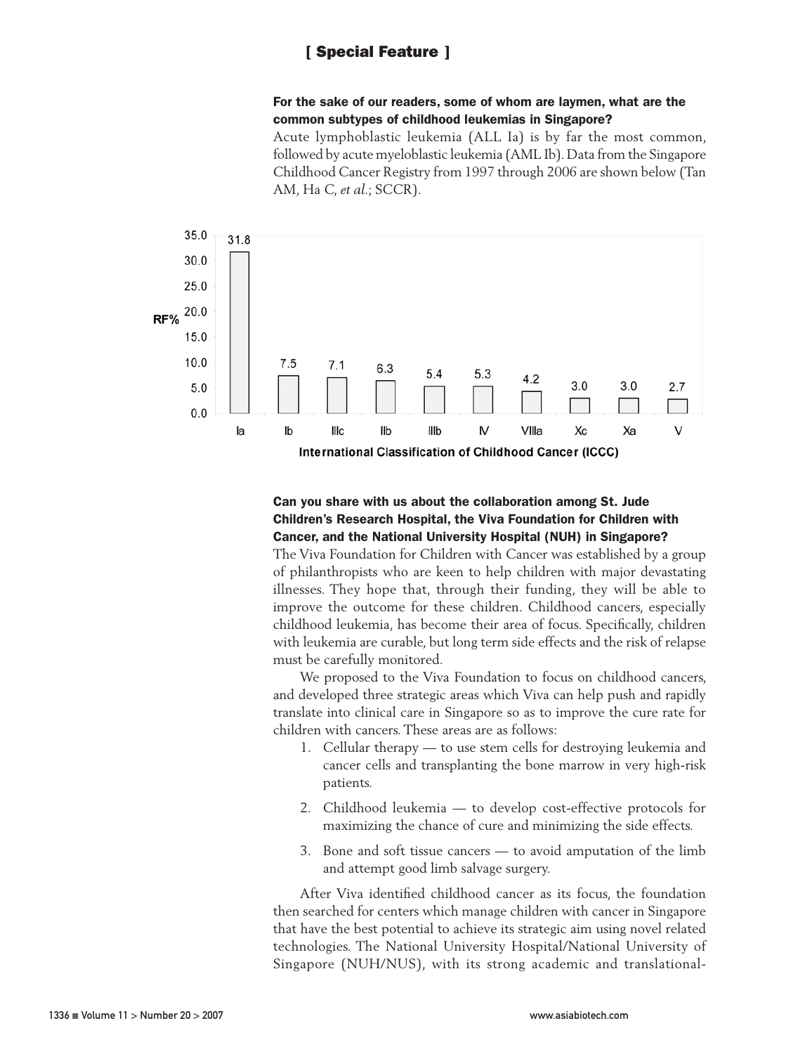**For the sake of our readers, some of whom are laymen, what are the common subtypes of childhood leukemias in Singapore?**

Acute lymphoblastic leukemia (ALL Ia) is by far the most common, followed by acute myeloblastic leukemia (AML Ib). Data from the Singapore Childhood Cancer Registry from 1997 through 2006 are shown below (Tan AM, Ha C, *et al.*; SCCR).

| International Classification of Childhood Cancer (ICCC) | RF% |
|---|---|
| Ia | 31.8 |
| Ib | 7.5 |
| IIIc | 7.1 |
| IIb | 6.3 |
| IIIb | 5.4 |
| IV | 5.3 |
| VIIIa | 4.2 |
| Xc | 3.0 |
| Xa | 3.0 |
| V | 2.7 |

**Can you share with us about the collaboration among St. Jude Children's Research Hospital, the Viva Foundation for Children with Cancer, and the National University Hospital (NUH) in Singapore?**

The Viva Foundation for Children with Cancer was established by a group of philanthropists who are keen to help children with major devastating illnesses. They hope that, through their funding, they will be able to improve the outcome for these children. Childhood cancers, especially childhood leukemia, has become their area of focus. Specifically, children with leukemia are curable, but long term side effects and the risk of relapse must be carefully monitored.

We proposed to the Viva Foundation to focus on childhood cancers, and developed three strategic areas which Viva can help push and rapidly translate into clinical care in Singapore so as to improve the cure rate for children with cancers. These areas are as follows:

1. Cellular therapy — to use stem cells for destroying leukemia and cancer cells and transplanting the bone marrow in very high-risk patients.
2. Childhood leukemia — to develop cost-effective protocols for maximizing the chance of cure and minimizing the side effects.
3. Bone and soft tissue cancers — to avoid amputation of the limb and attempt good limb salvage surgery.

After Viva identified childhood cancer as its focus, the foundation then searched for centers which manage children with cancer in Singapore that have the best potential to achieve its strategic aim using novel related technologies. The National University Hospital/National University of Singapore (NUH/NUS), with its strong academic and translational-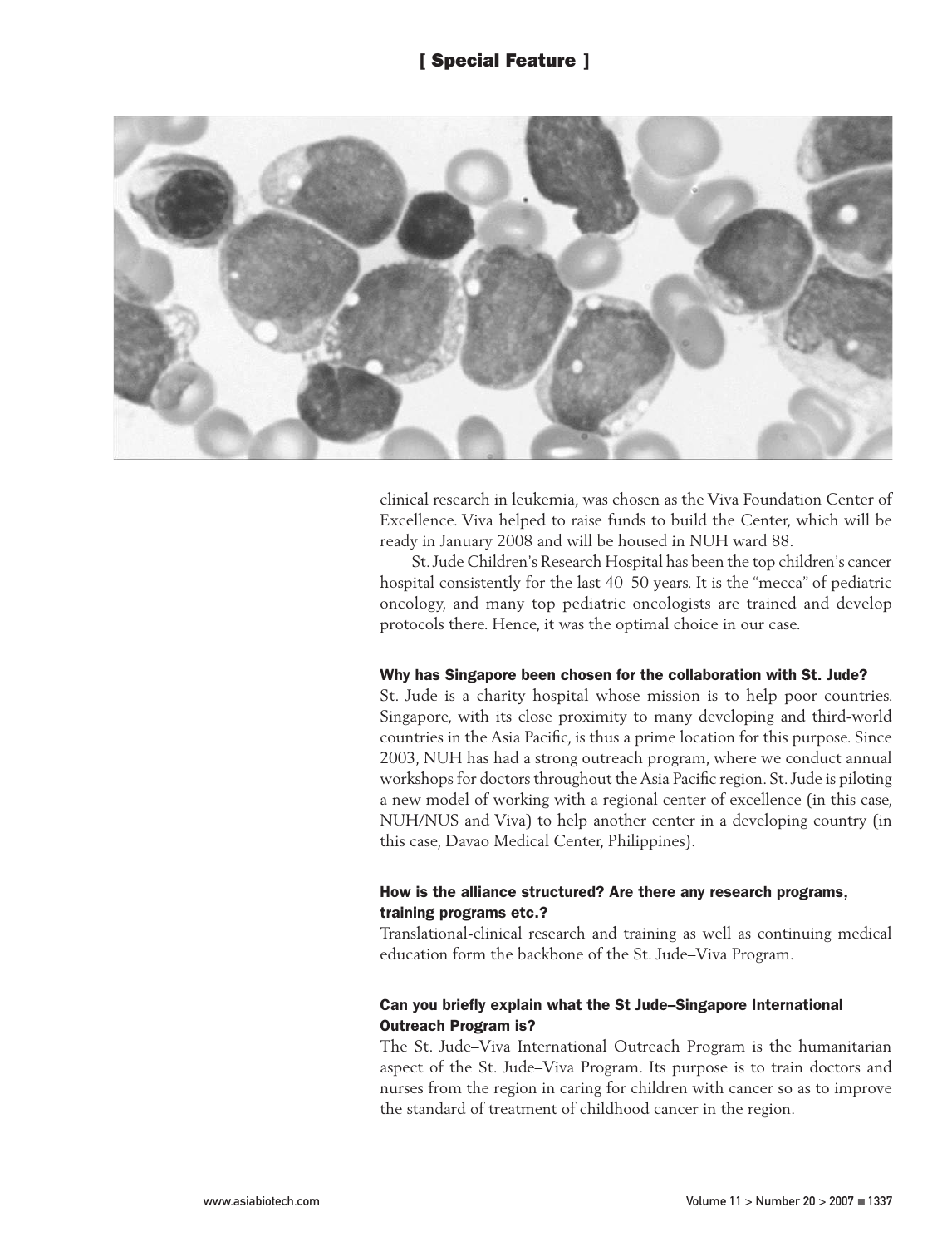clinical research in leukemia, was chosen as the Viva Foundation Center of Excellence. Viva helped to raise funds to build the Center, which will be ready in January 2008 and will be housed in NUH ward 88.

St. Jude Children's Research Hospital has been the top children's cancer hospital consistently for the last 40–50 years. It is the "mecca" of pediatric oncology, and many top pediatric oncologists are trained and develop protocols there. Hence, it was the optimal choice in our case.

**Why has Singapore been chosen for the collaboration with St. Jude?**

St. Jude is a charity hospital whose mission is to help poor countries. Singapore, with its close proximity to many developing and third-world countries in the Asia Pacific, is thus a prime location for this purpose. Since 2003, NUH has had a strong outreach program, where we conduct annual workshops for doctors throughout the Asia Pacific region. St. Jude is piloting a new model of working with a regional center of excellence (in this case, NUH/NUS and Viva) to help another center in a developing country (in this case, Davao Medical Center, Philippines).

**How is the alliance structured? Are there any research programs, training programs etc.?**

Translational-clinical research and training as well as continuing medical education form the backbone of the St. Jude–Viva Program.

**Can you briefly explain what the St Jude–Singapore International Outreach Program is?**

The St. Jude–Viva International Outreach Program is the humanitarian aspect of the St. Jude–Viva Program. Its purpose is to train doctors and nurses from the region in caring for children with cancer so as to improve the standard of treatment of childhood cancer in the region.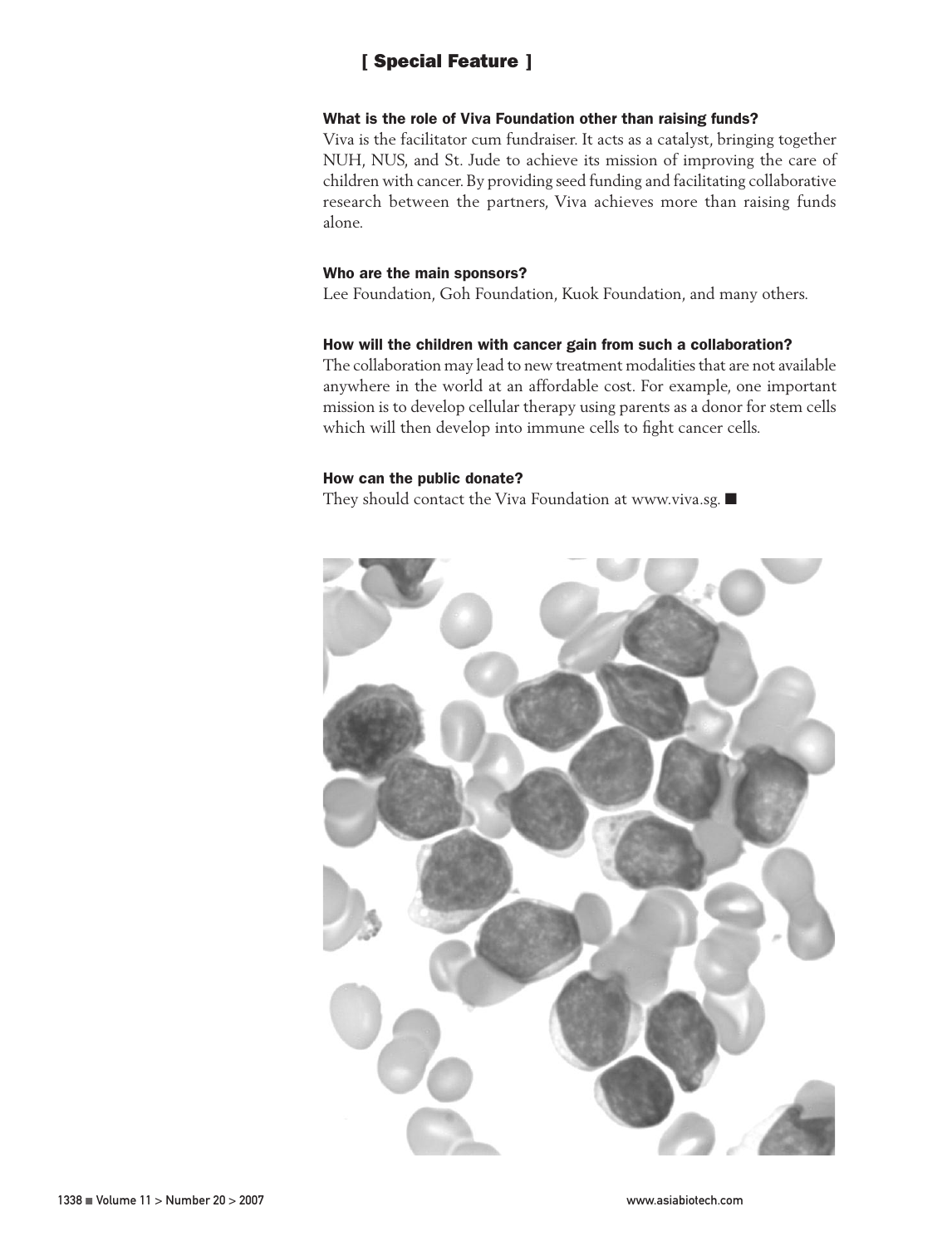**What is the role of Viva Foundation other than raising funds?**

Viva is the facilitator cum fundraiser. It acts as a catalyst, bringing together NUH, NUS, and St. Jude to achieve its mission of improving the care of children with cancer. By providing seed funding and facilitating collaborative research between the partners, Viva achieves more than raising funds alone.

**Who are the main sponsors?**

Lee Foundation, Goh Foundation, Kuok Foundation, and many others.

**How will the children with cancer gain from such a collaboration?**

The collaboration may lead to new treatment modalities that are not available anywhere in the world at an affordable cost. For example, one important mission is to develop cellular therapy using parents as a donor for stem cells which will then develop into immune cells to fight cancer cells.

**How can the public donate?**

They should contact the Viva Foundation at www.viva.sg. ■